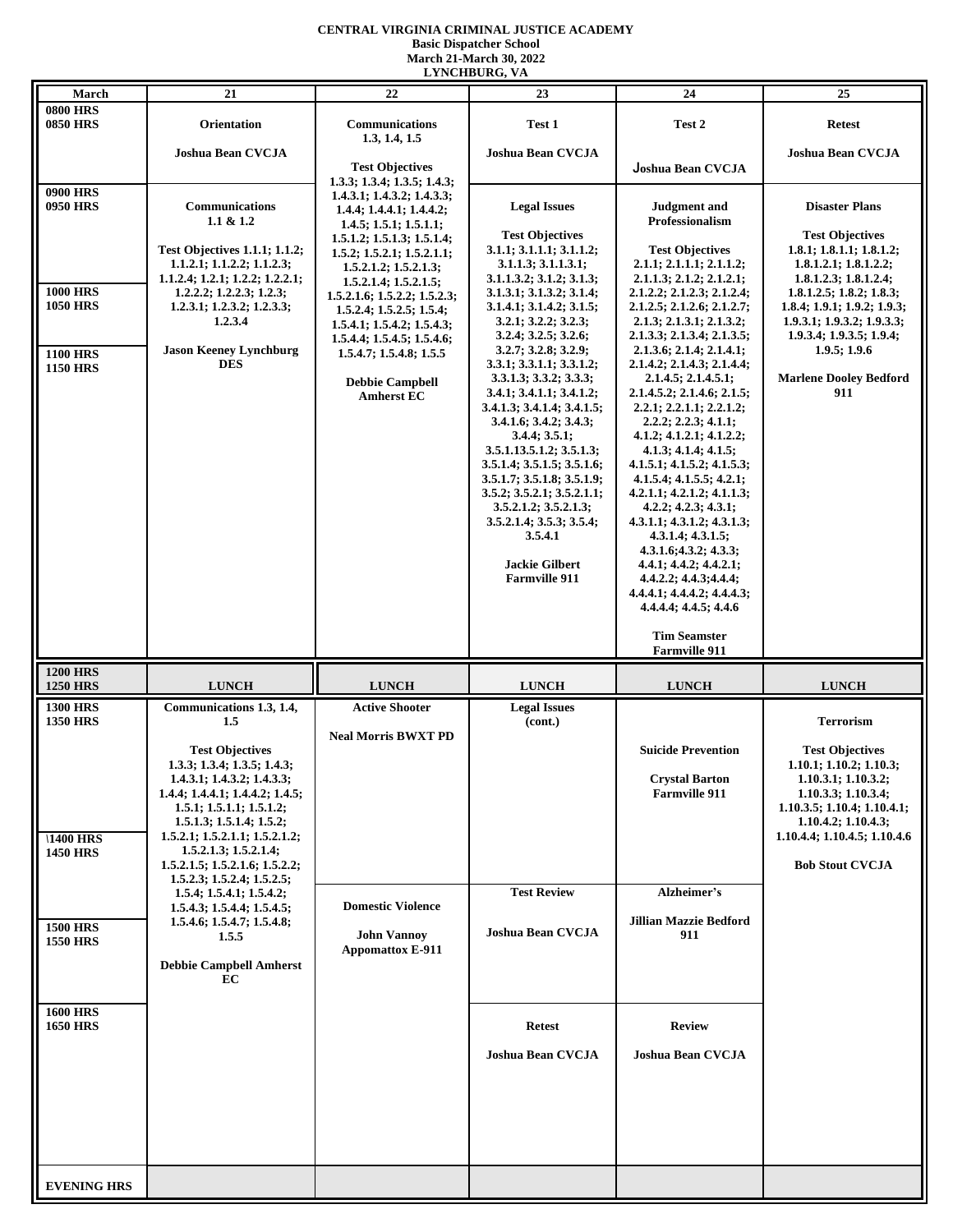**CENTRAL VIRGINIA CRIMINAL JUSTICE ACADEMY**
**Basic Dispatcher School**
**March 21-March 30, 2022**
**LYNCHBURG, VA**

| March | 21 | 22 | 23 | 24 | 25 |
|---|---|---|---|---|---|
| 0800 HRS 0850 HRS | **Orientation** Joshua Bean CVCJA | **Communications 1.3, 1.4, 1.5** Test Objectives 1.3.3; 1.3.4; 1.3.5; 1.4.3; 1.4.3.1; 1.4.3.2; 1.4.3.3; 1.4.4; 1.4.4.1; 1.4.4.2; 1.4.5; 1.5.1; 1.5.1.1; 1.5.1.2; 1.5.1.3; 1.5.1.4; 1.5.2; 1.5.2.1; 1.5.2.1.1; 1.5.2.1.2; 1.5.2.1.3; 1.5.2.1.4; 1.5.2.1.5; 1.5.2.1.6; 1.5.2.2; 1.5.2.3; 1.5.2.4; 1.5.2.5; 1.5.4; 1.5.4.1; 1.5.4.2; 1.5.4.3; 1.5.4.4; 1.5.4.5; 1.5.4.6; 1.5.4.7; 1.5.4.8; 1.5.5 Debbie Campbell Amherst EC | **Test 1** Joshua Bean CVCJA | **Test 2** Joshua Bean CVCJA | **Retest** Joshua Bean CVCJA |
| 0900 HRS 0950 HRS 1000 HRS 1050 HRS 1100 HRS 1150 HRS | **Communications 1.1 & 1.2** Test Objectives 1.1.1; 1.1.2; 1.1.2.1; 1.1.2.2; 1.1.2.3; 1.1.2.4; 1.2.1; 1.2.2; 1.2.2.1; 1.2.2.2; 1.2.2.3; 1.2.3; 1.2.3.1; 1.2.3.2; 1.2.3.3; 1.2.3.4 Jason Keeney Lynchburg DES | | **Legal Issues** Test Objectives 3.1.1; 3.1.1.1; 3.1.1.2; 3.1.1.3; 3.1.1.3.1; 3.1.1.3.2; 3.1.2; 3.1.3; 3.1.3.1; 3.1.3.2; 3.1.4; 3.1.4.1; 3.1.4.2; 3.1.5; 3.2.1; 3.2.2; 3.2.3; 3.2.4; 3.2.5; 3.2.6; 3.2.7; 3.2.8; 3.2.9; 3.3.1; 3.3.1.1; 3.3.1.2; 3.3.1.3; 3.3.2; 3.3.3; 3.4.1; 3.4.1.1; 3.4.1.2; 3.4.1.3; 3.4.1.4; 3.4.1.5; 3.4.1.6; 3.4.2; 3.4.3; 3.4.4; 3.5.1; 3.5.1.13.5.1.2; 3.5.1.3; 3.5.1.4; 3.5.1.5; 3.5.1.6; 3.5.1.7; 3.5.1.8; 3.5.1.9; 3.5.2; 3.5.2.1; 3.5.2.1.1; 3.5.2.1.2; 3.5.2.1.3; 3.5.2.1.4; 3.5.3; 3.5.4; 3.5.4.1 Jackie Gilbert Farmville 911 | **Judgment and Professionalism** Test Objectives 2.1.1; 2.1.1.1; 2.1.1.2; 2.1.1.3; 2.1.2; 2.1.2.1; 2.1.2.2; 2.1.2.3; 2.1.2.4; 2.1.2.5; 2.1.2.6; 2.1.2.7; 2.1.3; 2.1.3.1; 2.1.3.2; 2.1.3.3; 2.1.3.4; 2.1.3.5; 2.1.3.6; 2.1.4; 2.1.4.1; 2.1.4.2; 2.1.4.3; 2.1.4.4; 2.1.4.5; 2.1.4.5.1; 2.1.4.5.2; 2.1.4.6; 2.1.5; 2.2.1; 2.2.1.1; 2.2.1.2; 2.2.2; 2.2.3; 4.1.1; 4.1.2; 4.1.2.1; 4.1.2.2; 4.1.3; 4.1.4; 4.1.5; 4.1.5.1; 4.1.5.2; 4.1.5.3; 4.1.5.4; 4.1.5.5; 4.2.1; 4.2.1.1; 4.2.1.2; 4.1.1.3; 4.2.2; 4.2.3; 4.3.1; 4.3.1.1; 4.3.1.2; 4.3.1.3; 4.3.1.4; 4.3.1.5; 4.3.1.6;4.3.2; 4.3.3; 4.4.1; 4.4.2; 4.4.2.1; 4.4.2.2; 4.4.3;4.4.4; 4.4.4.1; 4.4.4.2; 4.4.4.3; 4.4.4.4; 4.4.5; 4.4.6 Tim Seamster Farmville 911 | **Disaster Plans** Test Objectives 1.8.1; 1.8.1.1; 1.8.1.2; 1.8.1.2.1; 1.8.1.2.2; 1.8.1.2.3; 1.8.1.2.4; 1.8.1.2.5; 1.8.2; 1.8.3; 1.8.4; 1.9.1; 1.9.2; 1.9.3; 1.9.3.1; 1.9.3.2; 1.9.3.3; 1.9.3.4; 1.9.3.5; 1.9.4; 1.9.5; 1.9.6 Marlene Dooley Bedford 911 |
| 1200 HRS 1250 HRS | LUNCH | LUNCH | LUNCH | LUNCH | LUNCH |
| 1300 HRS 1350 HRS \1400 HRS 1450 HRS | **Communications 1.3, 1.4, 1.5** Test Objectives 1.3.3; 1.3.4; 1.3.5; 1.4.3; 1.4.3.1; 1.4.3.2; 1.4.3.3; 1.4.4; 1.4.4.1; 1.4.4.2; 1.4.5; 1.5.1; 1.5.1.1; 1.5.1.2; 1.5.1.3; 1.5.1.4; 1.5.2; 1.5.2.1; 1.5.2.1.1; 1.5.2.1.2; 1.5.2.1.3; 1.5.2.1.4; 1.5.2.1.5; 1.5.2.1.6; 1.5.2.2; 1.5.2.3; 1.5.2.4; 1.5.2.5; 1.5.4; 1.5.4.1; 1.5.4.2; 1.5.4.3; 1.5.4.4; 1.5.4.5; 1.5.4.6; 1.5.4.7; 1.5.4.8; 1.5.5 Debbie Campbell Amherst EC | **Active Shooter** Neal Morris BWXT PD | **Legal Issues (cont.)** | **Suicide Prevention** Crystal Barton Farmville 911 | **Terrorism** Test Objectives 1.10.1; 1.10.2; 1.10.3; 1.10.3.1; 1.10.3.2; 1.10.3.3; 1.10.3.4; 1.10.3.5; 1.10.4; 1.10.4.1; 1.10.4.2; 1.10.4.3; 1.10.4.4; 1.10.4.5; 1.10.4.6 Bob Stout CVCJA |
| 1500 HRS 1550 HRS | | **Domestic Violence** John Vannoy Appomattox E-911 | **Test Review** Joshua Bean CVCJA | **Alzheimer's** Jillian Mazzie Bedford 911 | |
| 1600 HRS 1650 HRS | | | **Retest** Joshua Bean CVCJA | **Review** Joshua Bean CVCJA | |
| EVENING HRS | | | | | |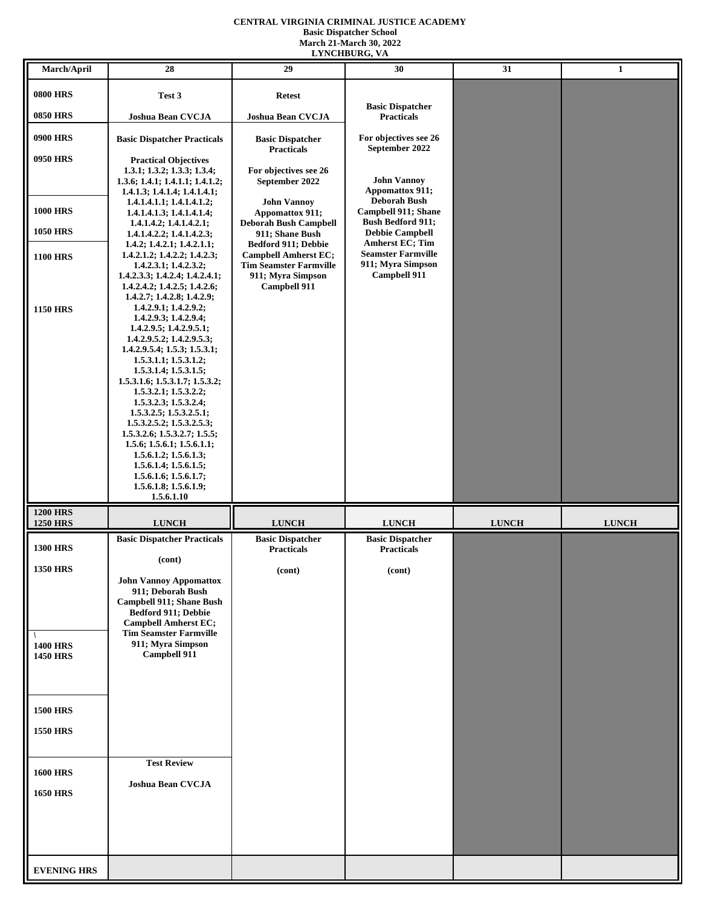**CENTRAL VIRGINIA CRIMINAL JUSTICE ACADEMY**
**Basic Dispatcher School**
**March 21-March 30, 2022**
**LYNCHBURG, VA**

| March/April | 28 | 29 | 30 | 31 | 1 |
|---|---|---|---|---|---|
| 0800 HRS<br>0850 HRS | Test 3<br>Joshua Bean CVCJA | Retest<br>Joshua Bean CVCJA | Basic Dispatcher Practicals<br><br>For objectives see 26 September 2022<br><br>John Vannoy Appomattox 911; Deborah Bush Campbell 911; Shane Bush Bedford 911; Debbie Campbell Amherst EC; Tim Seamster Farmville 911; Myra Simpson Campbell 911 | | |
| 0900 HRS<br>0950 HRS<br>1000 HRS<br>1050 HRS<br>1100 HRS<br>1150 HRS | Basic Dispatcher Practicals<br><br>Practical Objectives<br>1.3.1; 1.3.2; 1.3.3; 1.3.4; 1.3.6; 1.4.1; 1.4.1.1; 1.4.1.2; 1.4.1.3; 1.4.1.4; 1.4.1.4.1; 1.4.1.4.1.1; 1.4.1.4.1.2; 1.4.1.4.1.3; 1.4.1.4.1.4; 1.4.1.4.2; 1.4.1.4.2.1; 1.4.1.4.2.2; 1.4.1.4.2.3; 1.4.2; 1.4.2.1; 1.4.2.1.1; 1.4.2.1.2; 1.4.2.2; 1.4.2.3; 1.4.2.3.1; 1.4.2.3.2; 1.4.2.3.3; 1.4.2.4; 1.4.2.4.1; 1.4.2.4.2; 1.4.2.5; 1.4.2.6; 1.4.2.7; 1.4.2.8; 1.4.2.9; 1.4.2.9.1; 1.4.2.9.2; 1.4.2.9.3; 1.4.2.9.4; 1.4.2.9.5; 1.4.2.9.5.1; 1.4.2.9.5.2; 1.4.2.9.5.3; 1.4.2.9.5.4; 1.5.3; 1.5.3.1; 1.5.3.1.1; 1.5.3.1.2; 1.5.3.1.4; 1.5.3.1.5; 1.5.3.1.6; 1.5.3.1.7; 1.5.3.2; 1.5.3.2.1; 1.5.3.2.2; 1.5.3.2.3; 1.5.3.2.4; 1.5.3.2.5; 1.5.3.2.5.1; 1.5.3.2.5.2; 1.5.3.2.5.3; 1.5.3.2.6; 1.5.3.2.7; 1.5.5; 1.5.6; 1.5.6.1; 1.5.6.1.1; 1.5.6.1.2; 1.5.6.1.3; 1.5.6.1.4; 1.5.6.1.5; 1.5.6.1.6; 1.5.6.1.7; 1.5.6.1.8; 1.5.6.1.9; 1.5.6.1.10 | Basic Dispatcher Practicals<br><br>For objectives see 26 September 2022<br><br>John Vannoy Appomattox 911; Deborah Bush Campbell 911; Shane Bush Bedford 911; Debbie Campbell Amherst EC; Tim Seamster Farmville 911; Myra Simpson Campbell 911 | | | |
| 1200 HRS<br>1250 HRS | LUNCH | LUNCH | LUNCH | LUNCH | LUNCH |
| 1300 HRS<br>1350 HRS<br>1400 HRS<br>1450 HRS<br>1500 HRS<br>1550 HRS | Basic Dispatcher Practicals<br>(cont)<br><br>John Vannoy Appomattox 911; Deborah Bush Campbell 911; Shane Bush Bedford 911; Debbie Campbell Amherst EC; Tim Seamster Farmville 911; Myra Simpson Campbell 911 | Basic Dispatcher Practicals<br>(cont) | Basic Dispatcher Practicals<br>(cont) | | |
| 1600 HRS<br>1650 HRS | Test Review<br>Joshua Bean CVCJA | | | | |
| EVENING HRS | | | | | |